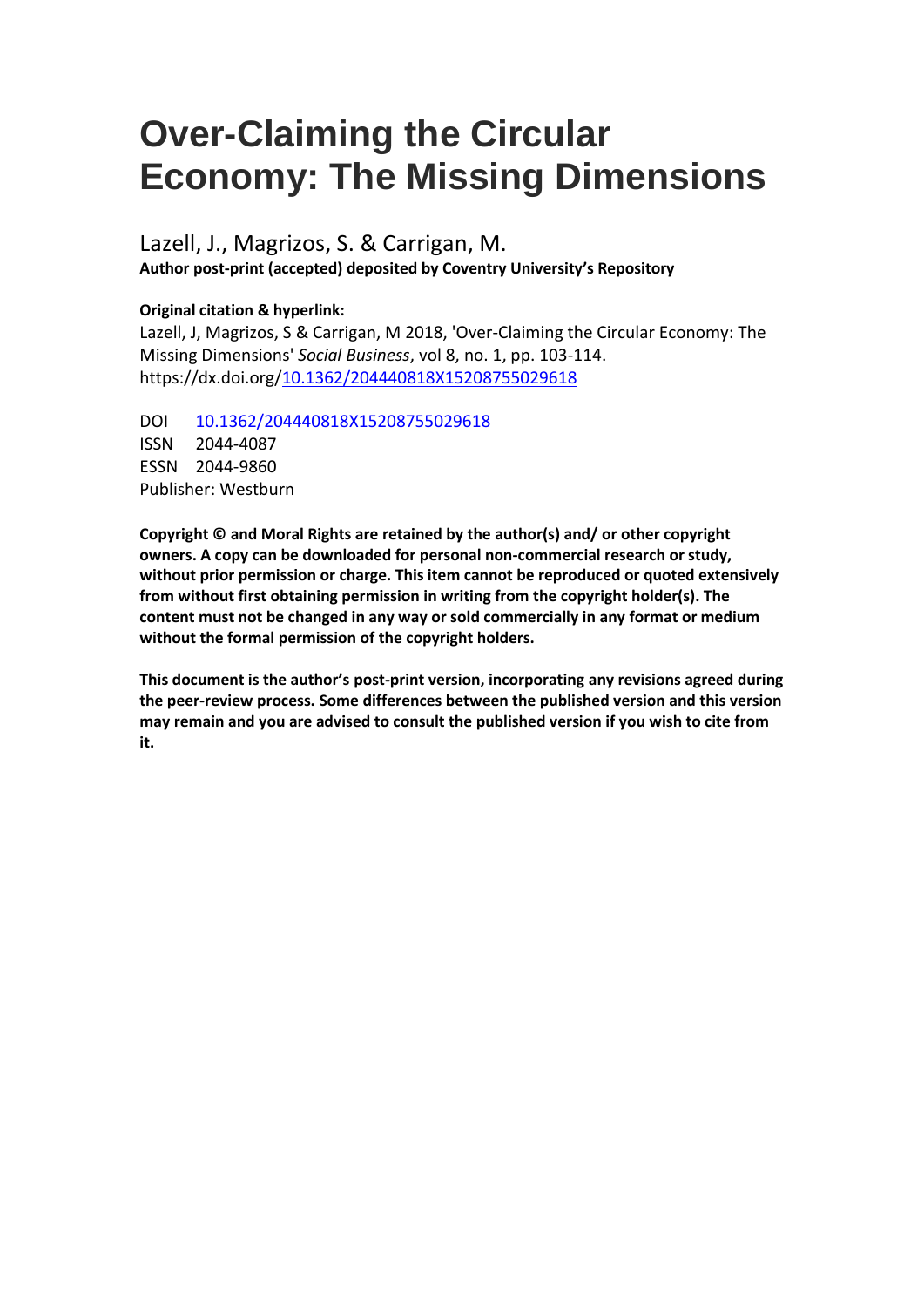# Over-Claiming the Circular Economy: The Missing Dimensions

Lazell, J., Magrizos, S. & Carrigan, M.

**Author post-print (accepted) deposited by Coventry University's Repository**

**Original citation & hyperlink:**

Lazell, J, Magrizos, S & Carrigan, M 2018, 'Over-Claiming the Circular Economy: The Missing Dimensions' *Social Business*, vol 8, no. 1, pp. 103-114. https://dx.doi.org/10.1362/204440818X15208755029618

DOI 10.1362/204440818X15208755029618
ISSN 2044-4087
ESSN 2044-9860
Publisher: Westburn

**Copyright © and Moral Rights are retained by the author(s) and/ or other copyright owners. A copy can be downloaded for personal non-commercial research or study, without prior permission or charge. This item cannot be reproduced or quoted extensively from without first obtaining permission in writing from the copyright holder(s). The content must not be changed in any way or sold commercially in any format or medium without the formal permission of the copyright holders.**

**This document is the author's post-print version, incorporating any revisions agreed during the peer-review process. Some differences between the published version and this version may remain and you are advised to consult the published version if you wish to cite from it.**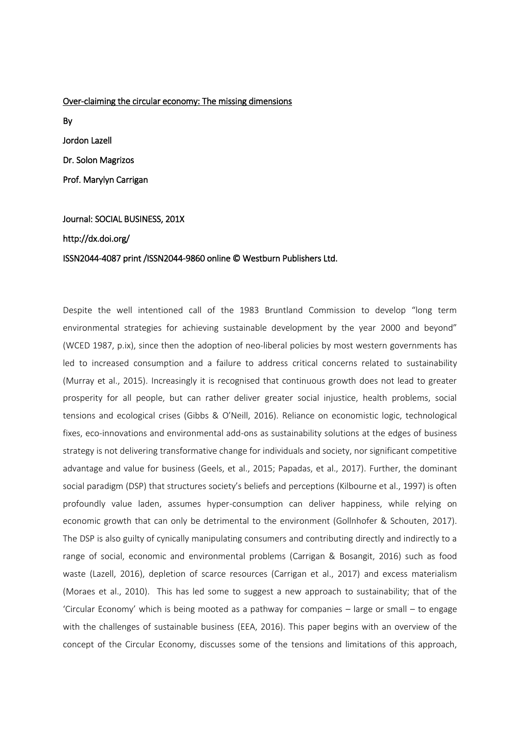Over-claiming the circular economy: The missing dimensions

By

Jordon Lazell

Dr. Solon Magrizos

Prof. Marylyn Carrigan

Journal: SOCIAL BUSINESS, 201X

http://dx.doi.org/

ISSN2044-4087 print /ISSN2044-9860 online © Westburn Publishers Ltd.

Despite the well intentioned call of the 1983 Bruntland Commission to develop "long term environmental strategies for achieving sustainable development by the year 2000 and beyond" (WCED 1987, p.ix), since then the adoption of neo-liberal policies by most western governments has led to increased consumption and a failure to address critical concerns related to sustainability (Murray et al., 2015). Increasingly it is recognised that continuous growth does not lead to greater prosperity for all people, but can rather deliver greater social injustice, health problems, social tensions and ecological crises (Gibbs & O'Neill, 2016). Reliance on economistic logic, technological fixes, eco-innovations and environmental add-ons as sustainability solutions at the edges of business strategy is not delivering transformative change for individuals and society, nor significant competitive advantage and value for business (Geels, et al., 2015; Papadas, et al., 2017). Further, the dominant social paradigm (DSP) that structures society's beliefs and perceptions (Kilbourne et al., 1997) is often profoundly value laden, assumes hyper-consumption can deliver happiness, while relying on economic growth that can only be detrimental to the environment (Gollnhofer & Schouten, 2017). The DSP is also guilty of cynically manipulating consumers and contributing directly and indirectly to a range of social, economic and environmental problems (Carrigan & Bosangit, 2016) such as food waste (Lazell, 2016), depletion of scarce resources (Carrigan et al., 2017) and excess materialism (Moraes et al., 2010). This has led some to suggest a new approach to sustainability; that of the 'Circular Economy' which is being mooted as a pathway for companies – large or small – to engage with the challenges of sustainable business (EEA, 2016). This paper begins with an overview of the concept of the Circular Economy, discusses some of the tensions and limitations of this approach,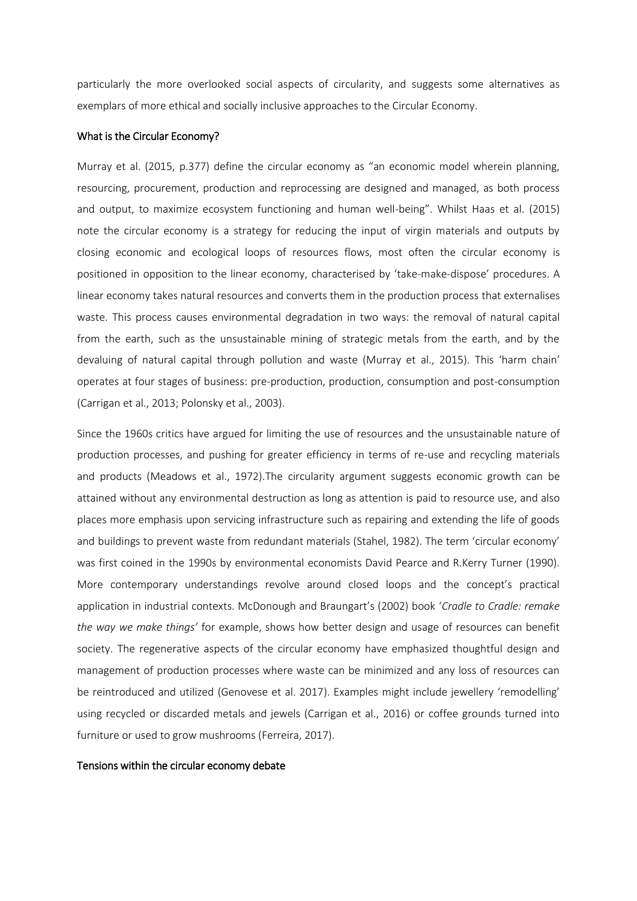particularly the more overlooked social aspects of circularity, and suggests some alternatives as exemplars of more ethical and socially inclusive approaches to the Circular Economy.

## What is the Circular Economy?

Murray et al. (2015, p.377) define the circular economy as "an economic model wherein planning, resourcing, procurement, production and reprocessing are designed and managed, as both process and output, to maximize ecosystem functioning and human well-being". Whilst Haas et al. (2015) note the circular economy is a strategy for reducing the input of virgin materials and outputs by closing economic and ecological loops of resources flows, most often the circular economy is positioned in opposition to the linear economy, characterised by 'take-make-dispose' procedures. A linear economy takes natural resources and converts them in the production process that externalises waste. This process causes environmental degradation in two ways: the removal of natural capital from the earth, such as the unsustainable mining of strategic metals from the earth, and by the devaluing of natural capital through pollution and waste (Murray et al., 2015). This 'harm chain' operates at four stages of business: pre-production, production, consumption and post-consumption (Carrigan et al., 2013; Polonsky et al., 2003).

Since the 1960s critics have argued for limiting the use of resources and the unsustainable nature of production processes, and pushing for greater efficiency in terms of re-use and recycling materials and products (Meadows et al., 1972).The circularity argument suggests economic growth can be attained without any environmental destruction as long as attention is paid to resource use, and also places more emphasis upon servicing infrastructure such as repairing and extending the life of goods and buildings to prevent waste from redundant materials (Stahel, 1982). The term 'circular economy' was first coined in the 1990s by environmental economists David Pearce and R.Kerry Turner (1990). More contemporary understandings revolve around closed loops and the concept's practical application in industrial contexts. McDonough and Braungart's (2002) book '*Cradle to Cradle: remake the way we make things'* for example, shows how better design and usage of resources can benefit society. The regenerative aspects of the circular economy have emphasized thoughtful design and management of production processes where waste can be minimized and any loss of resources can be reintroduced and utilized (Genovese et al. 2017). Examples might include jewellery 'remodelling' using recycled or discarded metals and jewels (Carrigan et al., 2016) or coffee grounds turned into furniture or used to grow mushrooms (Ferreira, 2017).

## Tensions within the circular economy debate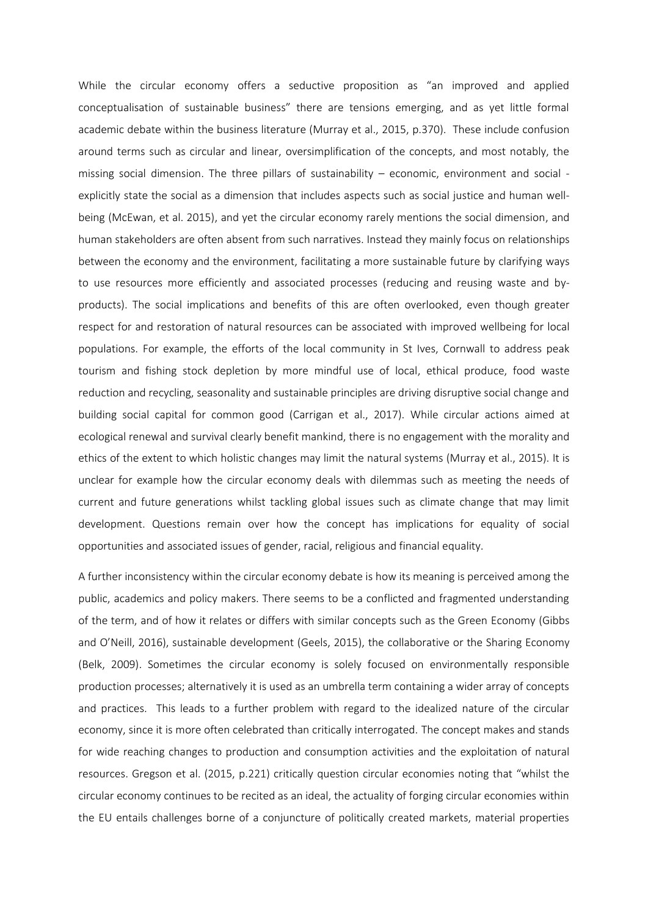While the circular economy offers a seductive proposition as "an improved and applied conceptualisation of sustainable business" there are tensions emerging, and as yet little formal academic debate within the business literature (Murray et al., 2015, p.370). These include confusion around terms such as circular and linear, oversimplification of the concepts, and most notably, the missing social dimension. The three pillars of sustainability – economic, environment and social - explicitly state the social as a dimension that includes aspects such as social justice and human well-being (McEwan, et al. 2015), and yet the circular economy rarely mentions the social dimension, and human stakeholders are often absent from such narratives. Instead they mainly focus on relationships between the economy and the environment, facilitating a more sustainable future by clarifying ways to use resources more efficiently and associated processes (reducing and reusing waste and by-products). The social implications and benefits of this are often overlooked, even though greater respect for and restoration of natural resources can be associated with improved wellbeing for local populations. For example, the efforts of the local community in St Ives, Cornwall to address peak tourism and fishing stock depletion by more mindful use of local, ethical produce, food waste reduction and recycling, seasonality and sustainable principles are driving disruptive social change and building social capital for common good (Carrigan et al., 2017). While circular actions aimed at ecological renewal and survival clearly benefit mankind, there is no engagement with the morality and ethics of the extent to which holistic changes may limit the natural systems (Murray et al., 2015). It is unclear for example how the circular economy deals with dilemmas such as meeting the needs of current and future generations whilst tackling global issues such as climate change that may limit development. Questions remain over how the concept has implications for equality of social opportunities and associated issues of gender, racial, religious and financial equality.

A further inconsistency within the circular economy debate is how its meaning is perceived among the public, academics and policy makers. There seems to be a conflicted and fragmented understanding of the term, and of how it relates or differs with similar concepts such as the Green Economy (Gibbs and O'Neill, 2016), sustainable development (Geels, 2015), the collaborative or the Sharing Economy (Belk, 2009). Sometimes the circular economy is solely focused on environmentally responsible production processes; alternatively it is used as an umbrella term containing a wider array of concepts and practices. This leads to a further problem with regard to the idealized nature of the circular economy, since it is more often celebrated than critically interrogated. The concept makes and stands for wide reaching changes to production and consumption activities and the exploitation of natural resources. Gregson et al. (2015, p.221) critically question circular economies noting that "whilst the circular economy continues to be recited as an ideal, the actuality of forging circular economies within the EU entails challenges borne of a conjuncture of politically created markets, material properties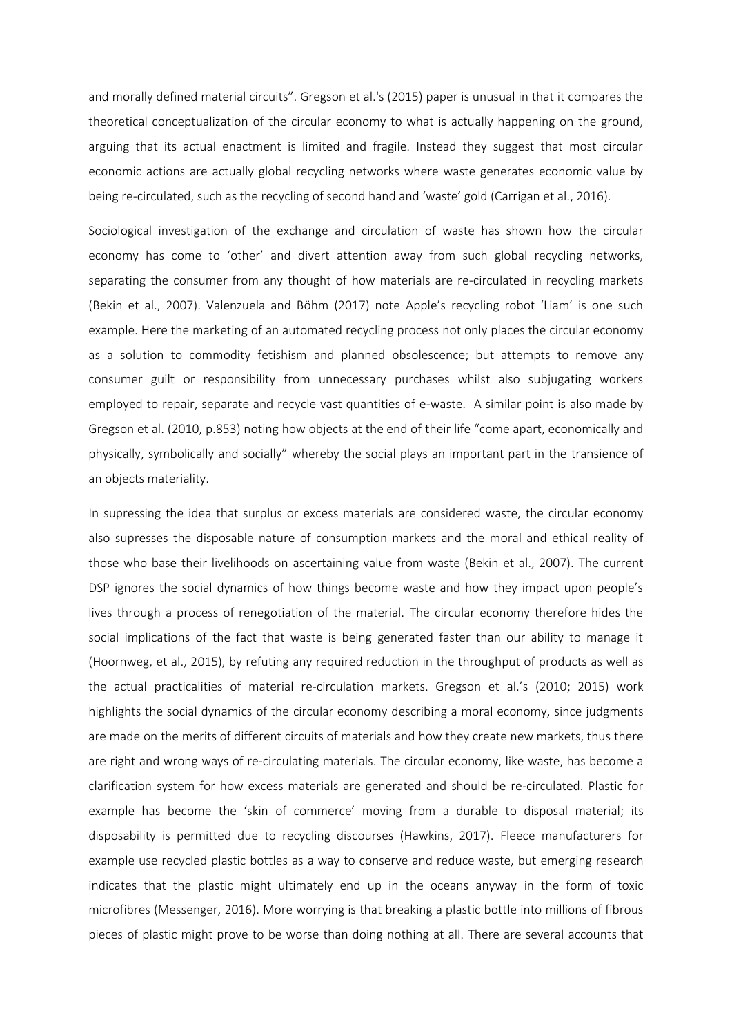and morally defined material circuits". Gregson et al.'s (2015) paper is unusual in that it compares the theoretical conceptualization of the circular economy to what is actually happening on the ground, arguing that its actual enactment is limited and fragile. Instead they suggest that most circular economic actions are actually global recycling networks where waste generates economic value by being re-circulated, such as the recycling of second hand and 'waste' gold (Carrigan et al., 2016).

Sociological investigation of the exchange and circulation of waste has shown how the circular economy has come to 'other' and divert attention away from such global recycling networks, separating the consumer from any thought of how materials are re-circulated in recycling markets (Bekin et al., 2007). Valenzuela and Böhm (2017) note Apple's recycling robot 'Liam' is one such example. Here the marketing of an automated recycling process not only places the circular economy as a solution to commodity fetishism and planned obsolescence; but attempts to remove any consumer guilt or responsibility from unnecessary purchases whilst also subjugating workers employed to repair, separate and recycle vast quantities of e-waste. A similar point is also made by Gregson et al. (2010, p.853) noting how objects at the end of their life "come apart, economically and physically, symbolically and socially" whereby the social plays an important part in the transience of an objects materiality.

In supressing the idea that surplus or excess materials are considered waste, the circular economy also supresses the disposable nature of consumption markets and the moral and ethical reality of those who base their livelihoods on ascertaining value from waste (Bekin et al., 2007). The current DSP ignores the social dynamics of how things become waste and how they impact upon people's lives through a process of renegotiation of the material. The circular economy therefore hides the social implications of the fact that waste is being generated faster than our ability to manage it (Hoornweg, et al., 2015), by refuting any required reduction in the throughput of products as well as the actual practicalities of material re-circulation markets. Gregson et al.'s (2010; 2015) work highlights the social dynamics of the circular economy describing a moral economy, since judgments are made on the merits of different circuits of materials and how they create new markets, thus there are right and wrong ways of re-circulating materials. The circular economy, like waste, has become a clarification system for how excess materials are generated and should be re-circulated. Plastic for example has become the 'skin of commerce' moving from a durable to disposal material; its disposability is permitted due to recycling discourses (Hawkins, 2017). Fleece manufacturers for example use recycled plastic bottles as a way to conserve and reduce waste, but emerging research indicates that the plastic might ultimately end up in the oceans anyway in the form of toxic microfibres (Messenger, 2016). More worrying is that breaking a plastic bottle into millions of fibrous pieces of plastic might prove to be worse than doing nothing at all. There are several accounts that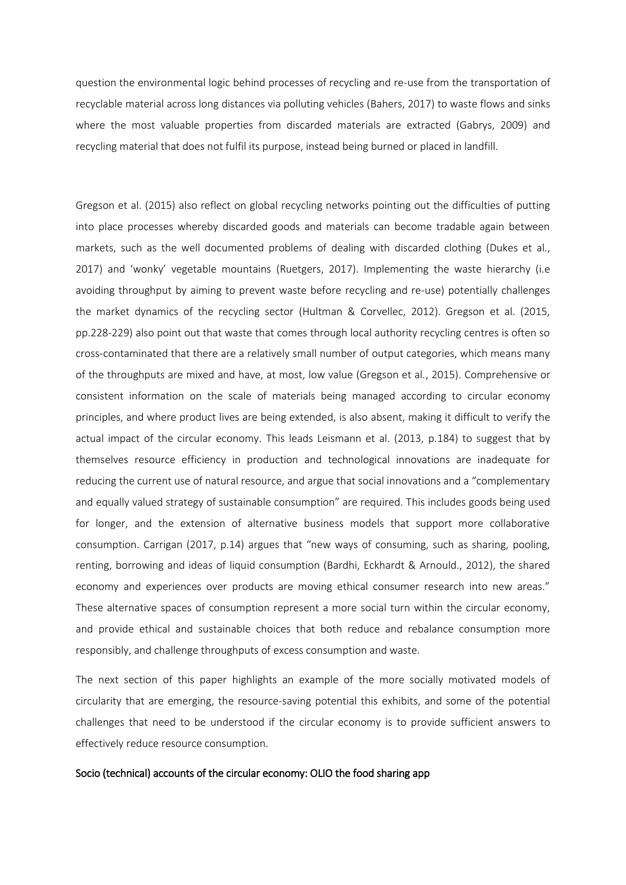question the environmental logic behind processes of recycling and re-use from the transportation of recyclable material across long distances via polluting vehicles (Bahers, 2017) to waste flows and sinks where the most valuable properties from discarded materials are extracted (Gabrys, 2009) and recycling material that does not fulfil its purpose, instead being burned or placed in landfill.

Gregson et al. (2015) also reflect on global recycling networks pointing out the difficulties of putting into place processes whereby discarded goods and materials can become tradable again between markets, such as the well documented problems of dealing with discarded clothing (Dukes et al., 2017) and 'wonky' vegetable mountains (Ruetgers, 2017). Implementing the waste hierarchy (i.e avoiding throughput by aiming to prevent waste before recycling and re-use) potentially challenges the market dynamics of the recycling sector (Hultman & Corvellec, 2012). Gregson et al. (2015, pp.228-229) also point out that waste that comes through local authority recycling centres is often so cross-contaminated that there are a relatively small number of output categories, which means many of the throughputs are mixed and have, at most, low value (Gregson et al., 2015). Comprehensive or consistent information on the scale of materials being managed according to circular economy principles, and where product lives are being extended, is also absent, making it difficult to verify the actual impact of the circular economy. This leads Leismann et al. (2013, p.184) to suggest that by themselves resource efficiency in production and technological innovations are inadequate for reducing the current use of natural resource, and argue that social innovations and a "complementary and equally valued strategy of sustainable consumption" are required. This includes goods being used for longer, and the extension of alternative business models that support more collaborative consumption. Carrigan (2017, p.14) argues that "new ways of consuming, such as sharing, pooling, renting, borrowing and ideas of liquid consumption (Bardhi, Eckhardt & Arnould., 2012), the shared economy and experiences over products are moving ethical consumer research into new areas." These alternative spaces of consumption represent a more social turn within the circular economy, and provide ethical and sustainable choices that both reduce and rebalance consumption more responsibly, and challenge throughputs of excess consumption and waste.

The next section of this paper highlights an example of the more socially motivated models of circularity that are emerging, the resource-saving potential this exhibits, and some of the potential challenges that need to be understood if the circular economy is to provide sufficient answers to effectively reduce resource consumption.

## Socio (technical) accounts of the circular economy: OLIO the food sharing app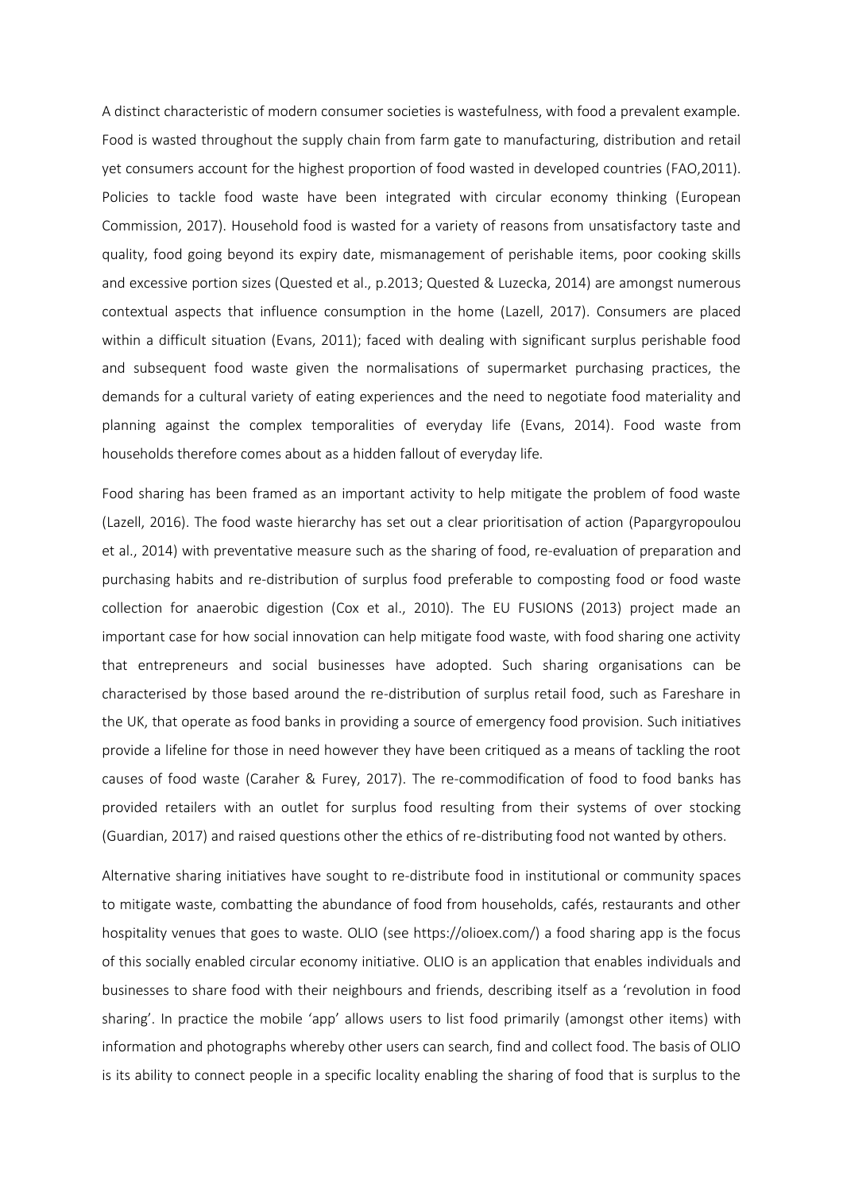A distinct characteristic of modern consumer societies is wastefulness, with food a prevalent example. Food is wasted throughout the supply chain from farm gate to manufacturing, distribution and retail yet consumers account for the highest proportion of food wasted in developed countries (FAO,2011). Policies to tackle food waste have been integrated with circular economy thinking (European Commission, 2017). Household food is wasted for a variety of reasons from unsatisfactory taste and quality, food going beyond its expiry date, mismanagement of perishable items, poor cooking skills and excessive portion sizes (Quested et al., p.2013; Quested & Luzecka, 2014) are amongst numerous contextual aspects that influence consumption in the home (Lazell, 2017). Consumers are placed within a difficult situation (Evans, 2011); faced with dealing with significant surplus perishable food and subsequent food waste given the normalisations of supermarket purchasing practices, the demands for a cultural variety of eating experiences and the need to negotiate food materiality and planning against the complex temporalities of everyday life (Evans, 2014). Food waste from households therefore comes about as a hidden fallout of everyday life.

Food sharing has been framed as an important activity to help mitigate the problem of food waste (Lazell, 2016). The food waste hierarchy has set out a clear prioritisation of action (Papargyropoulou et al., 2014) with preventative measure such as the sharing of food, re-evaluation of preparation and purchasing habits and re-distribution of surplus food preferable to composting food or food waste collection for anaerobic digestion (Cox et al., 2010). The EU FUSIONS (2013) project made an important case for how social innovation can help mitigate food waste, with food sharing one activity that entrepreneurs and social businesses have adopted. Such sharing organisations can be characterised by those based around the re-distribution of surplus retail food, such as Fareshare in the UK, that operate as food banks in providing a source of emergency food provision. Such initiatives provide a lifeline for those in need however they have been critiqued as a means of tackling the root causes of food waste (Caraher & Furey, 2017). The re-commodification of food to food banks has provided retailers with an outlet for surplus food resulting from their systems of over stocking (Guardian, 2017) and raised questions other the ethics of re-distributing food not wanted by others.

Alternative sharing initiatives have sought to re-distribute food in institutional or community spaces to mitigate waste, combatting the abundance of food from households, cafés, restaurants and other hospitality venues that goes to waste. OLIO (see https://olioex.com/) a food sharing app is the focus of this socially enabled circular economy initiative. OLIO is an application that enables individuals and businesses to share food with their neighbours and friends, describing itself as a 'revolution in food sharing'. In practice the mobile 'app' allows users to list food primarily (amongst other items) with information and photographs whereby other users can search, find and collect food. The basis of OLIO is its ability to connect people in a specific locality enabling the sharing of food that is surplus to the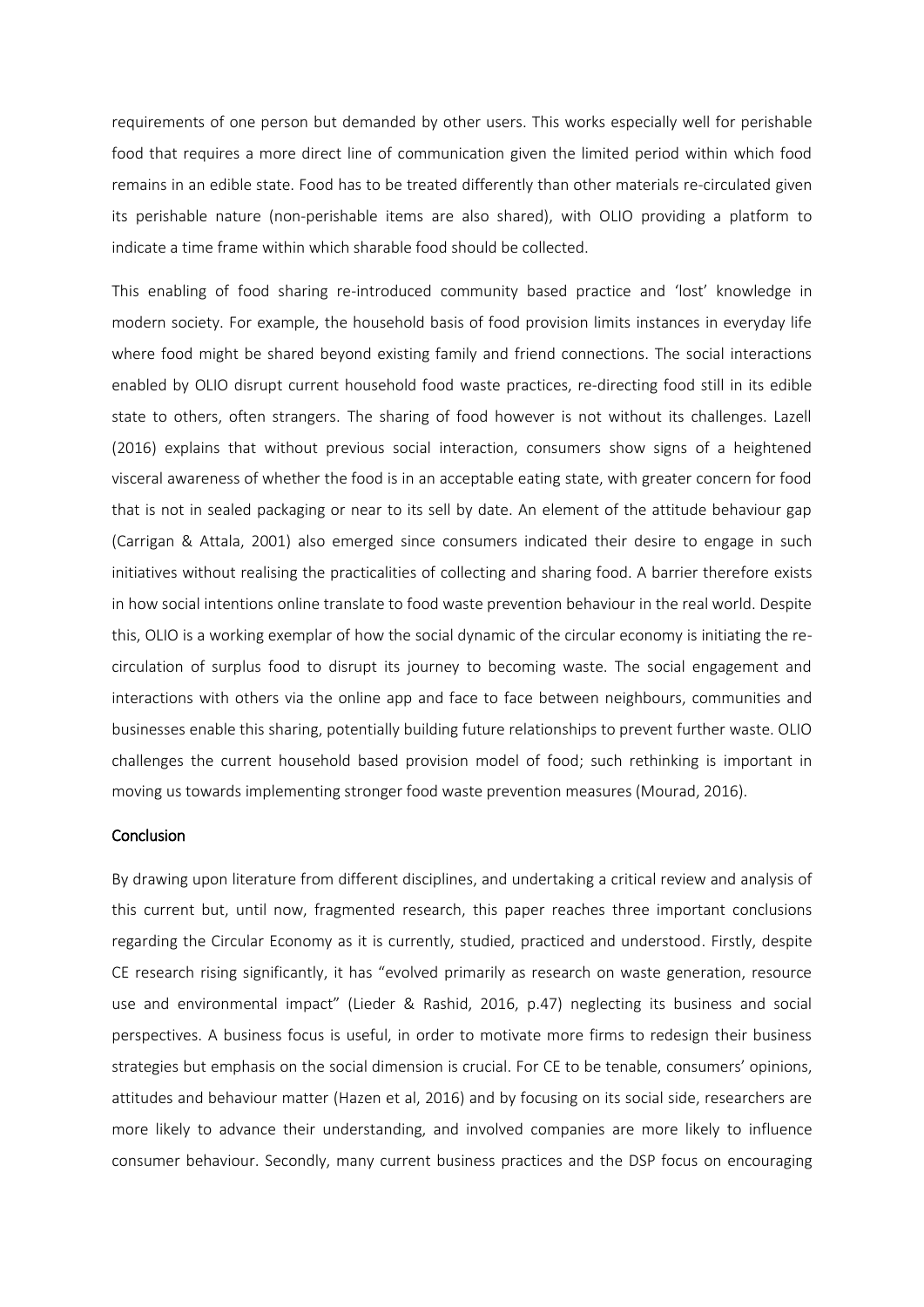requirements of one person but demanded by other users. This works especially well for perishable food that requires a more direct line of communication given the limited period within which food remains in an edible state. Food has to be treated differently than other materials re-circulated given its perishable nature (non-perishable items are also shared), with OLIO providing a platform to indicate a time frame within which sharable food should be collected.

This enabling of food sharing re-introduced community based practice and 'lost' knowledge in modern society. For example, the household basis of food provision limits instances in everyday life where food might be shared beyond existing family and friend connections. The social interactions enabled by OLIO disrupt current household food waste practices, re-directing food still in its edible state to others, often strangers. The sharing of food however is not without its challenges. Lazell (2016) explains that without previous social interaction, consumers show signs of a heightened visceral awareness of whether the food is in an acceptable eating state, with greater concern for food that is not in sealed packaging or near to its sell by date. An element of the attitude behaviour gap (Carrigan & Attala, 2001) also emerged since consumers indicated their desire to engage in such initiatives without realising the practicalities of collecting and sharing food. A barrier therefore exists in how social intentions online translate to food waste prevention behaviour in the real world. Despite this, OLIO is a working exemplar of how the social dynamic of the circular economy is initiating the re-circulation of surplus food to disrupt its journey to becoming waste. The social engagement and interactions with others via the online app and face to face between neighbours, communities and businesses enable this sharing, potentially building future relationships to prevent further waste. OLIO challenges the current household based provision model of food; such rethinking is important in moving us towards implementing stronger food waste prevention measures (Mourad, 2016).

## Conclusion

By drawing upon literature from different disciplines, and undertaking a critical review and analysis of this current but, until now, fragmented research, this paper reaches three important conclusions regarding the Circular Economy as it is currently, studied, practiced and understood. Firstly, despite CE research rising significantly, it has "evolved primarily as research on waste generation, resource use and environmental impact" (Lieder & Rashid, 2016, p.47) neglecting its business and social perspectives. A business focus is useful, in order to motivate more firms to redesign their business strategies but emphasis on the social dimension is crucial. For CE to be tenable, consumers' opinions, attitudes and behaviour matter (Hazen et al, 2016) and by focusing on its social side, researchers are more likely to advance their understanding, and involved companies are more likely to influence consumer behaviour. Secondly, many current business practices and the DSP focus on encouraging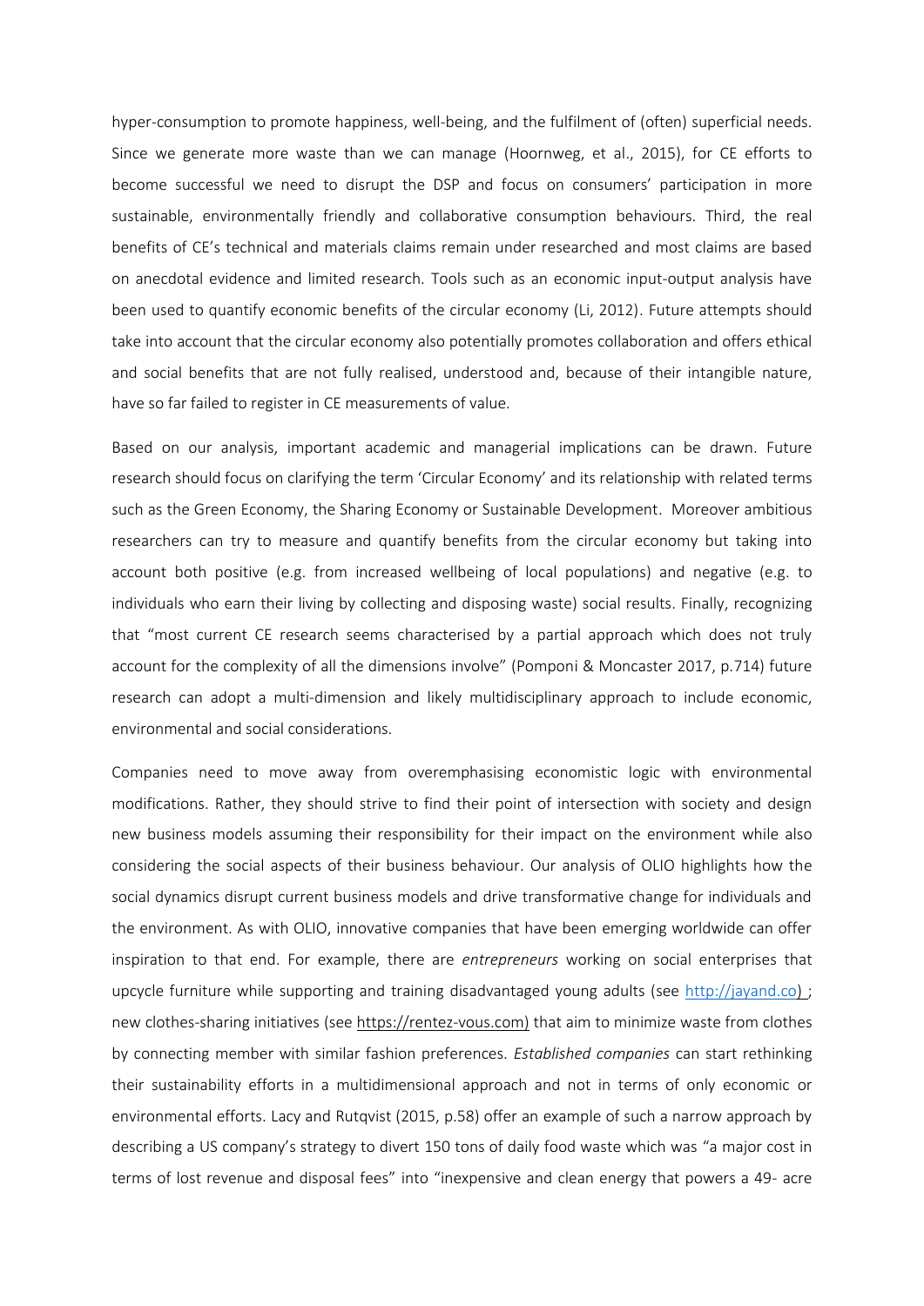hyper-consumption to promote happiness, well-being, and the fulfilment of (often) superficial needs. Since we generate more waste than we can manage (Hoornweg, et al., 2015), for CE efforts to become successful we need to disrupt the DSP and focus on consumers' participation in more sustainable, environmentally friendly and collaborative consumption behaviours. Third, the real benefits of CE's technical and materials claims remain under researched and most claims are based on anecdotal evidence and limited research. Tools such as an economic input-output analysis have been used to quantify economic benefits of the circular economy (Li, 2012). Future attempts should take into account that the circular economy also potentially promotes collaboration and offers ethical and social benefits that are not fully realised, understood and, because of their intangible nature, have so far failed to register in CE measurements of value.

Based on our analysis, important academic and managerial implications can be drawn. Future research should focus on clarifying the term 'Circular Economy' and its relationship with related terms such as the Green Economy, the Sharing Economy or Sustainable Development. Moreover ambitious researchers can try to measure and quantify benefits from the circular economy but taking into account both positive (e.g. from increased wellbeing of local populations) and negative (e.g. to individuals who earn their living by collecting and disposing waste) social results. Finally, recognizing that "most current CE research seems characterised by a partial approach which does not truly account for the complexity of all the dimensions involve" (Pomponi & Moncaster 2017, p.714) future research can adopt a multi-dimension and likely multidisciplinary approach to include economic, environmental and social considerations.

Companies need to move away from overemphasising economistic logic with environmental modifications. Rather, they should strive to find their point of intersection with society and design new business models assuming their responsibility for their impact on the environment while also considering the social aspects of their business behaviour. Our analysis of OLIO highlights how the social dynamics disrupt current business models and drive transformative change for individuals and the environment. As with OLIO, innovative companies that have been emerging worldwide can offer inspiration to that end. For example, there are *entrepreneurs* working on social enterprises that upcycle furniture while supporting and training disadvantaged young adults (see http://jayand.co) ; new clothes-sharing initiatives (see https://rentez-vous.com) that aim to minimize waste from clothes by connecting member with similar fashion preferences. *Established companies* can start rethinking their sustainability efforts in a multidimensional approach and not in terms of only economic or environmental efforts. Lacy and Rutqvist (2015, p.58) offer an example of such a narrow approach by describing a US company's strategy to divert 150 tons of daily food waste which was "a major cost in terms of lost revenue and disposal fees" into "inexpensive and clean energy that powers a 49- acre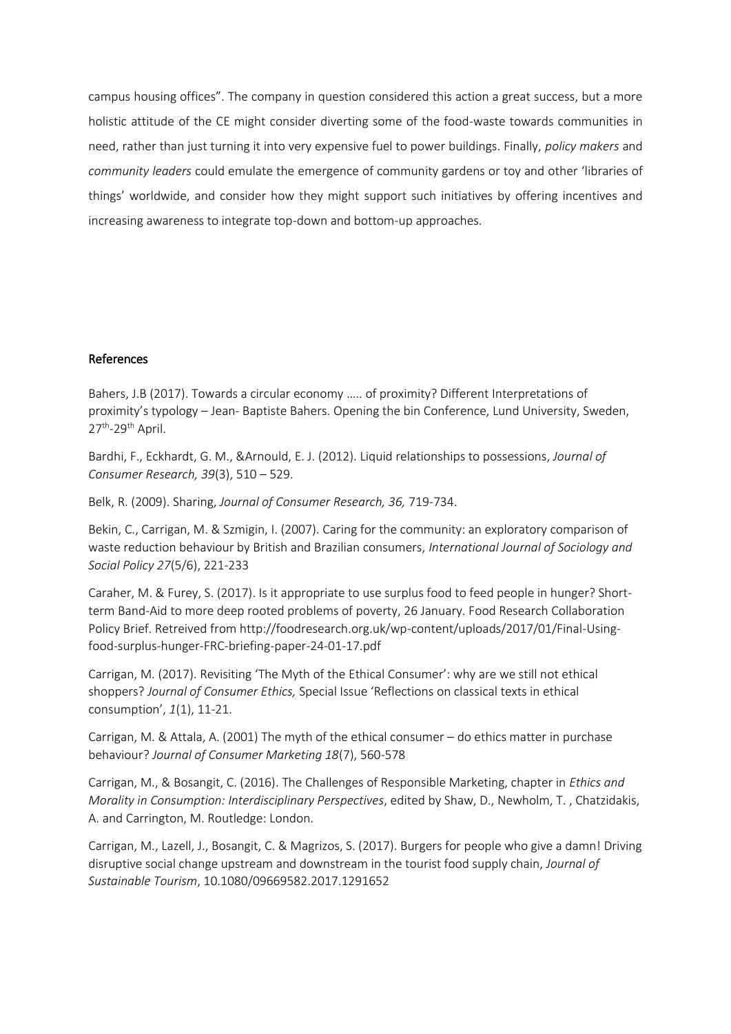campus housing offices". The company in question considered this action a great success, but a more holistic attitude of the CE might consider diverting some of the food-waste towards communities in need, rather than just turning it into very expensive fuel to power buildings. Finally, *policy makers* and *community leaders* could emulate the emergence of community gardens or toy and other 'libraries of things' worldwide, and consider how they might support such initiatives by offering incentives and increasing awareness to integrate top-down and bottom-up approaches.

## References

Bahers, J.B (2017). Towards a circular economy ….. of proximity? Different Interpretations of proximity's typology – Jean- Baptiste Bahers. Opening the bin Conference, Lund University, Sweden, 27th-29th April.

Bardhi, F., Eckhardt, G. M., &Arnould, E. J. (2012). Liquid relationships to possessions, *Journal of Consumer Research, 39*(3), 510 – 529.

Belk, R. (2009). Sharing, *Journal of Consumer Research, 36,* 719-734.

Bekin, C., Carrigan, M. & Szmigin, I. (2007). Caring for the community: an exploratory comparison of waste reduction behaviour by British and Brazilian consumers, *International Journal of Sociology and Social Policy 27*(5/6), 221-233

Caraher, M. & Furey, S. (2017). Is it appropriate to use surplus food to feed people in hunger? Short-term Band-Aid to more deep rooted problems of poverty, 26 January. Food Research Collaboration Policy Brief. Retreived from http://foodresearch.org.uk/wp-content/uploads/2017/01/Final-Using-food-surplus-hunger-FRC-briefing-paper-24-01-17.pdf

Carrigan, M. (2017). Revisiting 'The Myth of the Ethical Consumer': why are we still not ethical shoppers? *Journal of Consumer Ethics,* Special Issue 'Reflections on classical texts in ethical consumption', *1*(1), 11-21.

Carrigan, M. & Attala, A. (2001) The myth of the ethical consumer – do ethics matter in purchase behaviour? *Journal of Consumer Marketing 18*(7), 560-578

Carrigan, M., & Bosangit, C. (2016). The Challenges of Responsible Marketing, chapter in *Ethics and Morality in Consumption: Interdisciplinary Perspectives*, edited by Shaw, D., Newholm, T. , Chatzidakis, A. and Carrington, M. Routledge: London.

Carrigan, M., Lazell, J., Bosangit, C. & Magrizos, S. (2017). Burgers for people who give a damn! Driving disruptive social change upstream and downstream in the tourist food supply chain, *Journal of Sustainable Tourism*, 10.1080/09669582.2017.1291652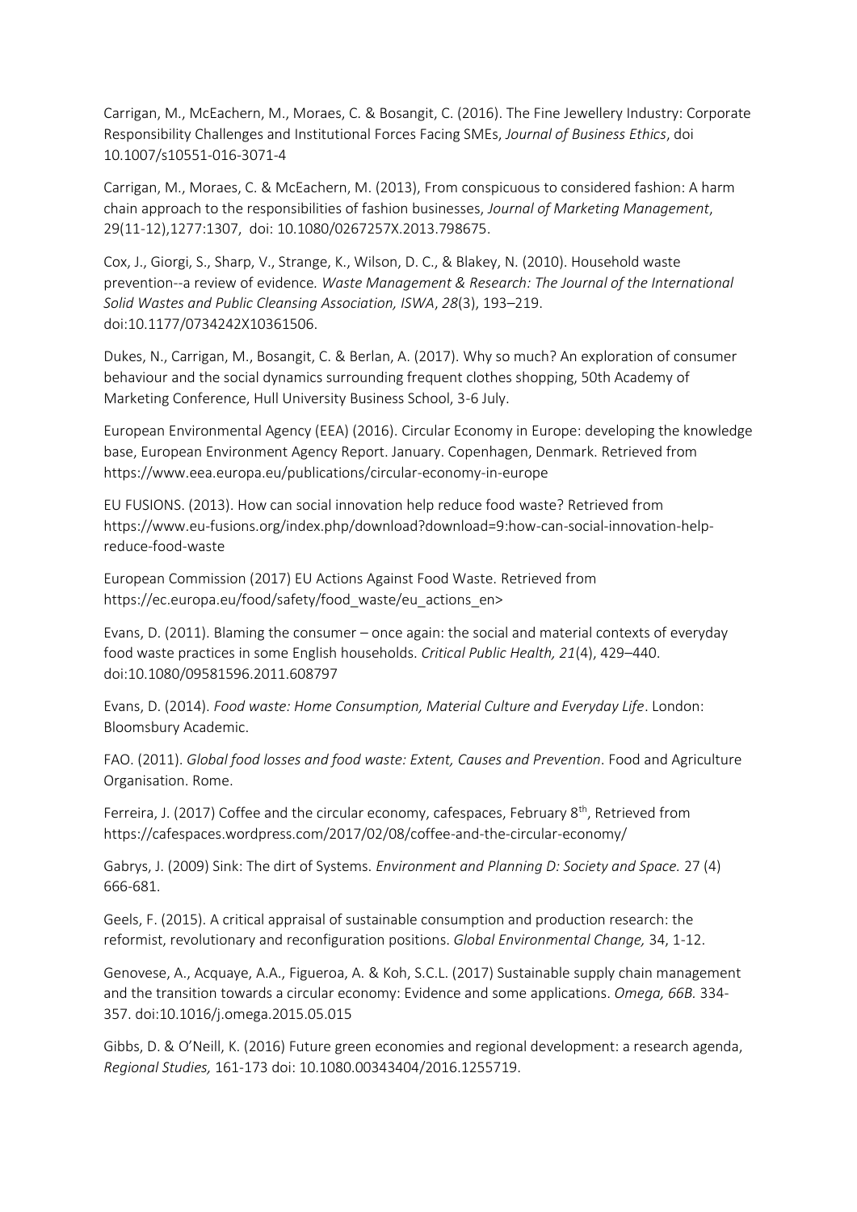Carrigan, M., McEachern, M., Moraes, C. & Bosangit, C. (2016). The Fine Jewellery Industry: Corporate Responsibility Challenges and Institutional Forces Facing SMEs, *Journal of Business Ethics*, doi 10.1007/s10551-016-3071-4

Carrigan, M., Moraes, C. & McEachern, M. (2013), From conspicuous to considered fashion: A harm chain approach to the responsibilities of fashion businesses, *Journal of Marketing Management*, 29(11-12),1277:1307, doi: 10.1080/0267257X.2013.798675.

Cox, J., Giorgi, S., Sharp, V., Strange, K., Wilson, D. C., & Blakey, N. (2010). Household waste prevention--a review of evidence. *Waste Management & Research: The Journal of the International Solid Wastes and Public Cleansing Association, ISWA*, *28*(3), 193–219. doi:10.1177/0734242X10361506.

Dukes, N., Carrigan, M., Bosangit, C. & Berlan, A. (2017). Why so much? An exploration of consumer behaviour and the social dynamics surrounding frequent clothes shopping, 50th Academy of Marketing Conference, Hull University Business School, 3-6 July.

European Environmental Agency (EEA) (2016). Circular Economy in Europe: developing the knowledge base, European Environment Agency Report. January. Copenhagen, Denmark. Retrieved from https://www.eea.europa.eu/publications/circular-economy-in-europe

EU FUSIONS. (2013). How can social innovation help reduce food waste? Retrieved from https://www.eu-fusions.org/index.php/download?download=9:how-can-social-innovation-help-reduce-food-waste

European Commission (2017) EU Actions Against Food Waste. Retrieved from https://ec.europa.eu/food/safety/food_waste/eu_actions_en>

Evans, D. (2011). Blaming the consumer – once again: the social and material contexts of everyday food waste practices in some English households. *Critical Public Health, 21*(4), 429–440. doi:10.1080/09581596.2011.608797

Evans, D. (2014). *Food waste: Home Consumption, Material Culture and Everyday Life*. London: Bloomsbury Academic.

FAO. (2011). *Global food losses and food waste: Extent, Causes and Prevention*. Food and Agriculture Organisation. Rome.

Ferreira, J. (2017) Coffee and the circular economy, cafespaces, February 8th, Retrieved from https://cafespaces.wordpress.com/2017/02/08/coffee-and-the-circular-economy/

Gabrys, J. (2009) Sink: The dirt of Systems. *Environment and Planning D: Society and Space.* 27 (4) 666-681.

Geels, F. (2015). A critical appraisal of sustainable consumption and production research: the reformist, revolutionary and reconfiguration positions. *Global Environmental Change,* 34, 1-12.

Genovese, A., Acquaye, A.A., Figueroa, A. & Koh, S.C.L. (2017) Sustainable supply chain management and the transition towards a circular economy: Evidence and some applications. *Omega, 66B.* 334-357. doi:10.1016/j.omega.2015.05.015

Gibbs, D. & O'Neill, K. (2016) Future green economies and regional development: a research agenda, *Regional Studies,* 161-173 doi: 10.1080.00343404/2016.1255719.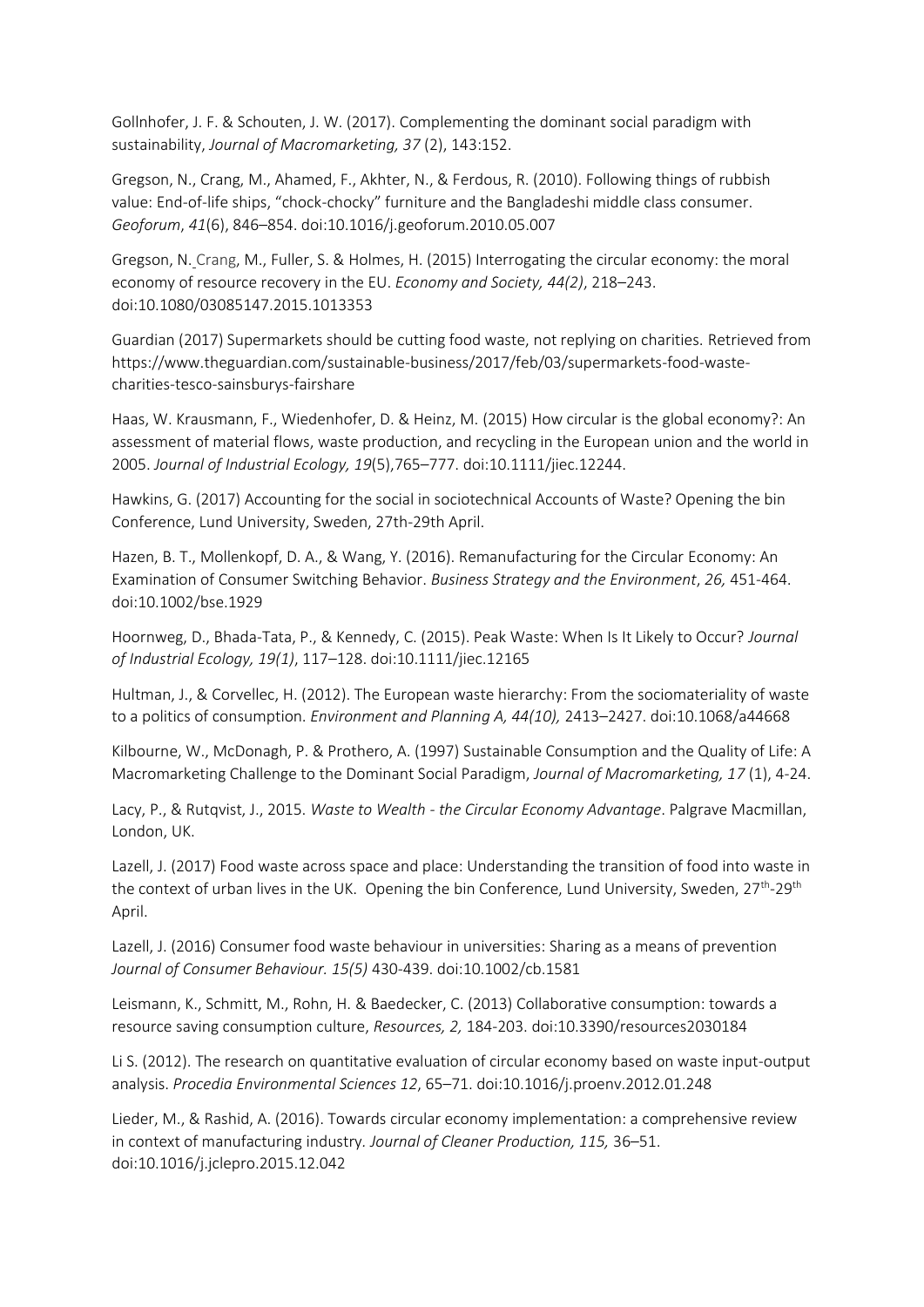Gollnhofer, J. F. & Schouten, J. W. (2017). Complementing the dominant social paradigm with sustainability, *Journal of Macromarketing, 37* (2), 143:152.

Gregson, N., Crang, M., Ahamed, F., Akhter, N., & Ferdous, R. (2010). Following things of rubbish value: End-of-life ships, "chock-chocky" furniture and the Bangladeshi middle class consumer. *Geoforum*, *41*(6), 846–854. doi:10.1016/j.geoforum.2010.05.007

Gregson, N. Crang, M., Fuller, S. & Holmes, H. (2015) Interrogating the circular economy: the moral economy of resource recovery in the EU. *Economy and Society, 44(2)*, 218–243. doi:10.1080/03085147.2015.1013353

Guardian (2017) Supermarkets should be cutting food waste, not replying on charities. Retrieved from https://www.theguardian.com/sustainable-business/2017/feb/03/supermarkets-food-waste-charities-tesco-sainsburys-fairshare

Haas, W. Krausmann, F., Wiedenhofer, D. & Heinz, M. (2015) How circular is the global economy?: An assessment of material flows, waste production, and recycling in the European union and the world in 2005. *Journal of Industrial Ecology, 19*(5),765–777. doi:10.1111/jiec.12244.

Hawkins, G. (2017) Accounting for the social in sociotechnical Accounts of Waste? Opening the bin Conference, Lund University, Sweden, 27th-29th April.

Hazen, B. T., Mollenkopf, D. A., & Wang, Y. (2016). Remanufacturing for the Circular Economy: An Examination of Consumer Switching Behavior. *Business Strategy and the Environment*, *26,* 451-464. doi:10.1002/bse.1929

Hoornweg, D., Bhada-Tata, P., & Kennedy, C. (2015). Peak Waste: When Is It Likely to Occur? *Journal of Industrial Ecology, 19(1)*, 117–128. doi:10.1111/jiec.12165

Hultman, J., & Corvellec, H. (2012). The European waste hierarchy: From the sociomateriality of waste to a politics of consumption. *Environment and Planning A, 44(10),* 2413–2427. doi:10.1068/a44668

Kilbourne, W., McDonagh, P. & Prothero, A. (1997) Sustainable Consumption and the Quality of Life: A Macromarketing Challenge to the Dominant Social Paradigm, *Journal of Macromarketing, 17* (1), 4-24.

Lacy, P., & Rutqvist, J., 2015. *Waste to Wealth - the Circular Economy Advantage*. Palgrave Macmillan, London, UK.

Lazell, J. (2017) Food waste across space and place: Understanding the transition of food into waste in the context of urban lives in the UK. Opening the bin Conference, Lund University, Sweden, 27th-29th April.

Lazell, J. (2016) Consumer food waste behaviour in universities: Sharing as a means of prevention *Journal of Consumer Behaviour. 15(5)* 430-439. doi:10.1002/cb.1581

Leismann, K., Schmitt, M., Rohn, H. & Baedecker, C. (2013) Collaborative consumption: towards a resource saving consumption culture, *Resources, 2,* 184-203. doi:10.3390/resources2030184

Li S. (2012). The research on quantitative evaluation of circular economy based on waste input-output analysis. *Procedia Environmental Sciences 12*, 65–71. doi:10.1016/j.proenv.2012.01.248

Lieder, M., & Rashid, A. (2016). Towards circular economy implementation: a comprehensive review in context of manufacturing industry. *Journal of Cleaner Production, 115,* 36–51. doi:10.1016/j.jclepro.2015.12.042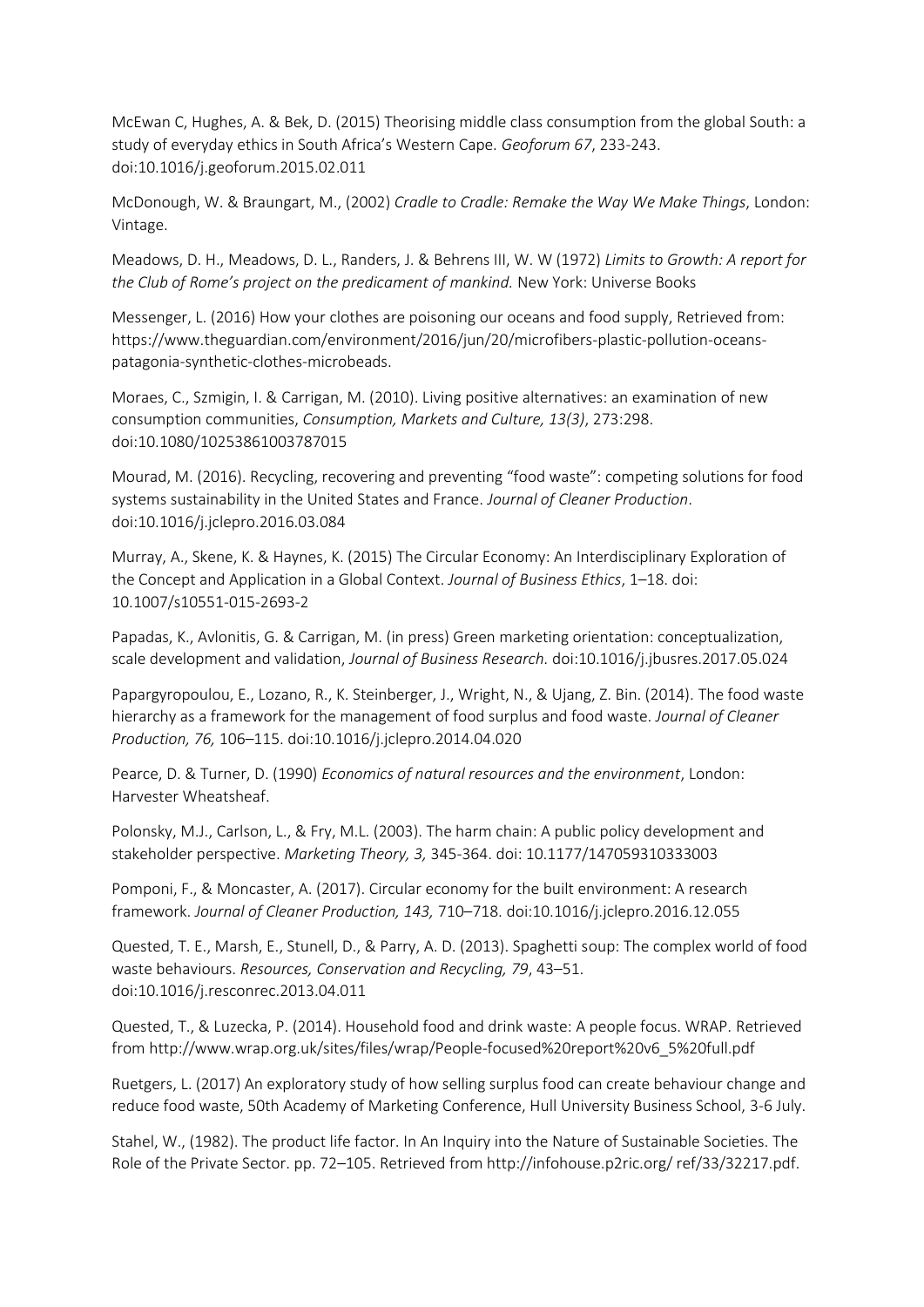McEwan C, Hughes, A. & Bek, D. (2015) Theorising middle class consumption from the global South: a study of everyday ethics in South Africa's Western Cape. *Geoforum 67*, 233-243. doi:10.1016/j.geoforum.2015.02.011

McDonough, W. & Braungart, M., (2002) *Cradle to Cradle: Remake the Way We Make Things*, London: Vintage.

Meadows, D. H., Meadows, D. L., Randers, J. & Behrens III, W. W (1972) *Limits to Growth: A report for the Club of Rome's project on the predicament of mankind.* New York: Universe Books

Messenger, L. (2016) How your clothes are poisoning our oceans and food supply, Retrieved from: https://www.theguardian.com/environment/2016/jun/20/microfibers-plastic-pollution-oceans-patagonia-synthetic-clothes-microbeads.

Moraes, C., Szmigin, I. & Carrigan, M. (2010). Living positive alternatives: an examination of new consumption communities, *Consumption, Markets and Culture, 13(3)*, 273:298. doi:10.1080/10253861003787015

Mourad, M. (2016). Recycling, recovering and preventing "food waste": competing solutions for food systems sustainability in the United States and France. *Journal of Cleaner Production*. doi:10.1016/j.jclepro.2016.03.084

Murray, A., Skene, K. & Haynes, K. (2015) The Circular Economy: An Interdisciplinary Exploration of the Concept and Application in a Global Context. *Journal of Business Ethics*, 1–18. doi: 10.1007/s10551-015-2693-2

Papadas, K., Avlonitis, G. & Carrigan, M. (in press) Green marketing orientation: conceptualization, scale development and validation, *Journal of Business Research*. doi:10.1016/j.jbusres.2017.05.024

Papargyropoulou, E., Lozano, R., K. Steinberger, J., Wright, N., & Ujang, Z. Bin. (2014). The food waste hierarchy as a framework for the management of food surplus and food waste. *Journal of Cleaner Production, 76,* 106–115. doi:10.1016/j.jclepro.2014.04.020

Pearce, D. & Turner, D. (1990) *Economics of natural resources and the environment*, London: Harvester Wheatsheaf.

Polonsky, M.J., Carlson, L., & Fry, M.L. (2003). The harm chain: A public policy development and stakeholder perspective. *Marketing Theory, 3,* 345-364. doi: 10.1177/147059310333003

Pomponi, F., & Moncaster, A. (2017). Circular economy for the built environment: A research framework. *Journal of Cleaner Production, 143,* 710–718. doi:10.1016/j.jclepro.2016.12.055

Quested, T. E., Marsh, E., Stunell, D., & Parry, A. D. (2013). Spaghetti soup: The complex world of food waste behaviours. *Resources, Conservation and Recycling, 79*, 43–51. doi:10.1016/j.resconrec.2013.04.011

Quested, T., & Luzecka, P. (2014). Household food and drink waste: A people focus. WRAP. Retrieved from http://www.wrap.org.uk/sites/files/wrap/People-focused%20report%20v6_5%20full.pdf

Ruetgers, L. (2017) An exploratory study of how selling surplus food can create behaviour change and reduce food waste, 50th Academy of Marketing Conference, Hull University Business School, 3-6 July.

Stahel, W., (1982). The product life factor. In An Inquiry into the Nature of Sustainable Societies. The Role of the Private Sector. pp. 72–105. Retrieved from http://infohouse.p2ric.org/ ref/33/32217.pdf.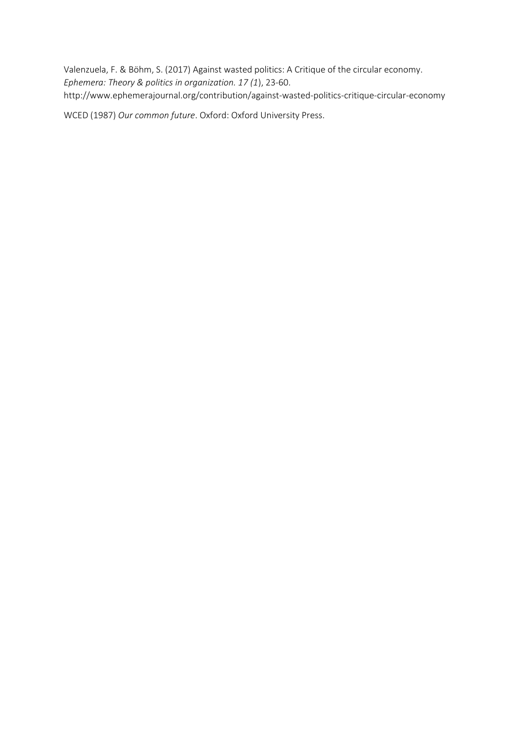Valenzuela, F. & Böhm, S. (2017) Against wasted politics: A Critique of the circular economy. *Ephemera: Theory & politics in organization. 17 (1*), 23-60. http://www.ephemerajournal.org/contribution/against-wasted-politics-critique-circular-economy

WCED (1987) *Our common future*. Oxford: Oxford University Press.